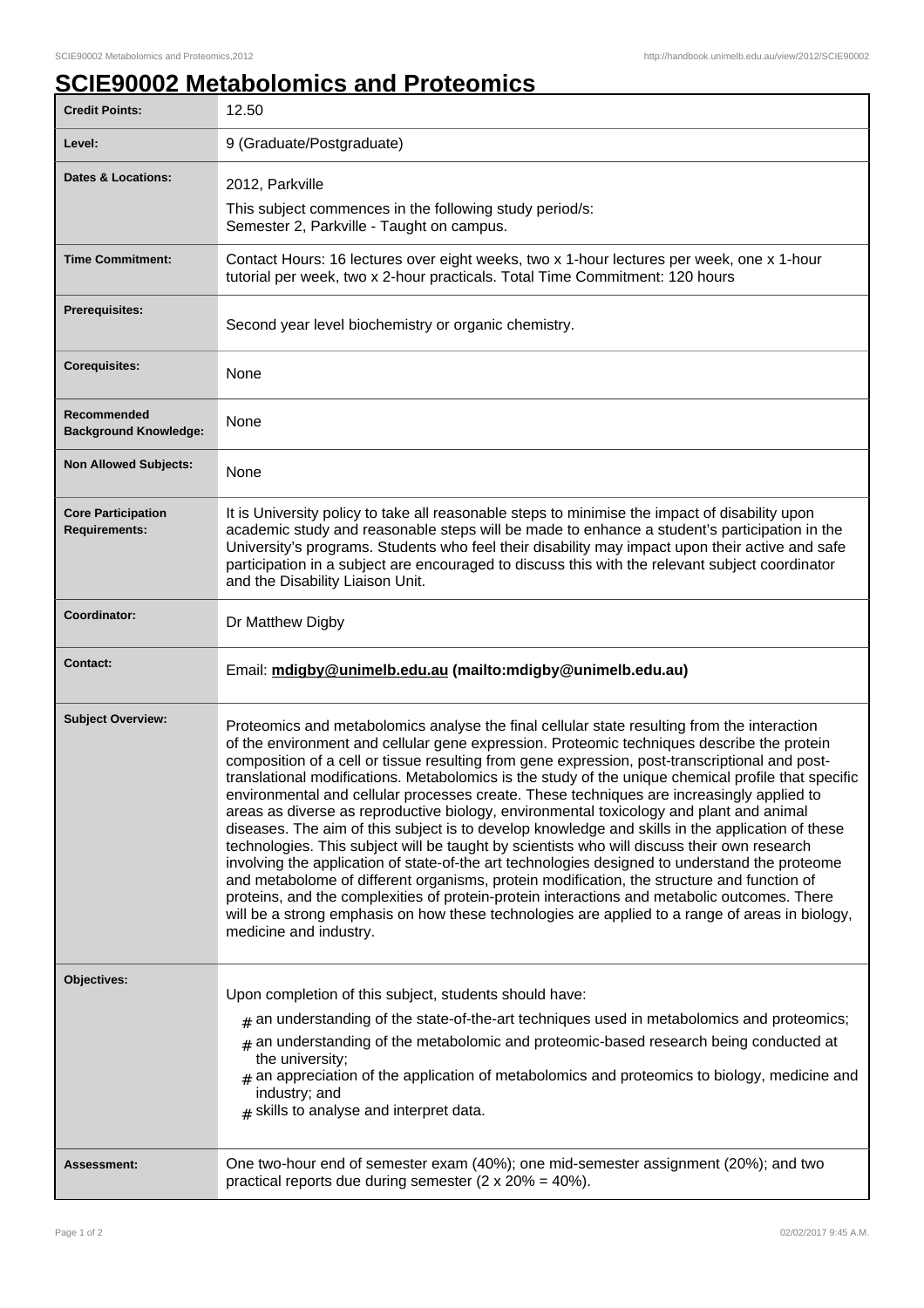# SCIE90002 Metabolomics and Proteomics

| Credit Points: | 12.50 |
|---|---|
| Level: | 9 (Graduate/Postgraduate) |
| Dates & Locations: | 2012, Parkville<br>This subject commences in the following study period/s:<br>Semester 2, Parkville - Taught on campus. |
| Time Commitment: | Contact Hours: 16 lectures over eight weeks, two x 1-hour lectures per week, one x 1-hour tutorial per week, two x 2-hour practicals. Total Time Commitment: 120 hours |
| Prerequisites: | Second year level biochemistry or organic chemistry. |
| Corequisites: | None |
| Recommended Background Knowledge: | None |
| Non Allowed Subjects: | None |
| Core Participation Requirements: | It is University policy to take all reasonable steps to minimise the impact of disability upon academic study and reasonable steps will be made to enhance a student's participation in the University's programs. Students who feel their disability may impact upon their active and safe participation in a subject are encouraged to discuss this with the relevant subject coordinator and the Disability Liaison Unit. |
| Coordinator: | Dr Matthew Digby |
| Contact: | Email: **mdigby@unimelb.edu.au (mailto:mdigby@unimelb.edu.au)** |
| Subject Overview: | Proteomics and metabolomics analyse the final cellular state resulting from the interaction of the environment and cellular gene expression. Proteomic techniques describe the protein composition of a cell or tissue resulting from gene expression, post-transcriptional and post-translational modifications. Metabolomics is the study of the unique chemical profile that specific environmental and cellular processes create. These techniques are increasingly applied to areas as diverse as reproductive biology, environmental toxicology and plant and animal diseases. The aim of this subject is to develop knowledge and skills in the application of these technologies. This subject will be taught by scientists who will discuss their own research involving the application of state-of-the art technologies designed to understand the proteome and metabolome of different organisms, protein modification, the structure and function of proteins, and the complexities of protein-protein interactions and metabolic outcomes. There will be a strong emphasis on how these technologies are applied to a range of areas in biology, medicine and industry. |
| Objectives: | Upon completion of this subject, students should have:<br># an understanding of the state-of-the-art techniques used in metabolomics and proteomics;<br># an understanding of the metabolomic and proteomic-based research being conducted at the university;<br># an appreciation of the application of metabolomics and proteomics to biology, medicine and industry; and<br># skills to analyse and interpret data. |
| Assessment: | One two-hour end of semester exam (40%); one mid-semester assignment (20%); and two practical reports due during semester (2 x 20% = 40%). |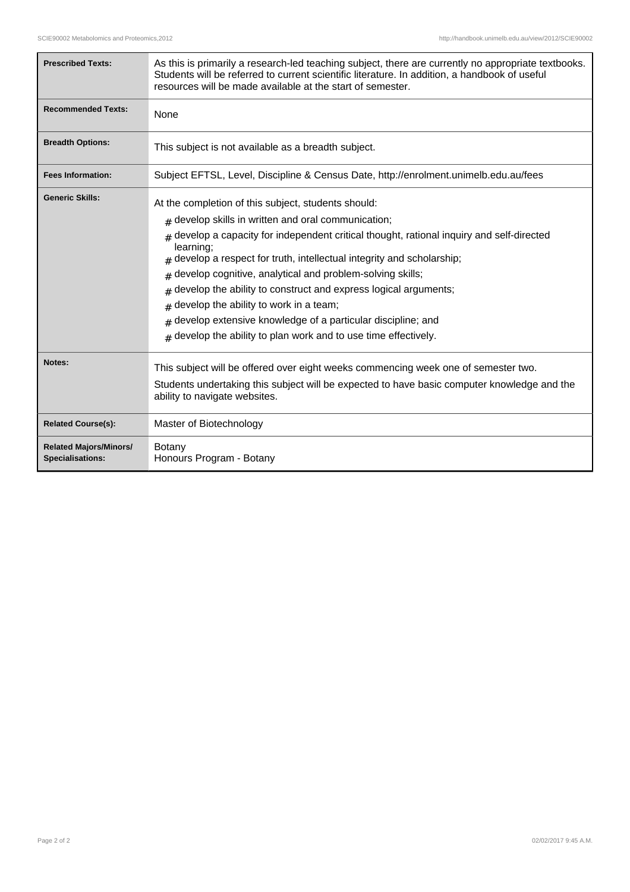| | |
|---|---|
| **Prescribed Texts:** | As this is primarily a research-led teaching subject, there are currently no appropriate textbooks. Students will be referred to current scientific literature. In addition, a handbook of useful resources will be made available at the start of semester. |
| **Recommended Texts:** | None |
| **Breadth Options:** | This subject is not available as a breadth subject. |
| **Fees Information:** | Subject EFTSL, Level, Discipline & Census Date, http://enrolment.unimelb.edu.au/fees |
| **Generic Skills:** | At the completion of this subject, students should:<br># develop skills in written and oral communication;<br># develop a capacity for independent critical thought, rational inquiry and self-directed learning;<br># develop a respect for truth, intellectual integrity and scholarship;<br># develop cognitive, analytical and problem-solving skills;<br># develop the ability to construct and express logical arguments;<br># develop the ability to work in a team;<br># develop extensive knowledge of a particular discipline; and<br># develop the ability to plan work and to use time effectively. |
| **Notes:** | This subject will be offered over eight weeks commencing week one of semester two.<br>Students undertaking this subject will be expected to have basic computer knowledge and the ability to navigate websites. |
| **Related Course(s):** | Master of Biotechnology |
| **Related Majors/Minors/ Specialisations:** | Botany<br>Honours Program - Botany |